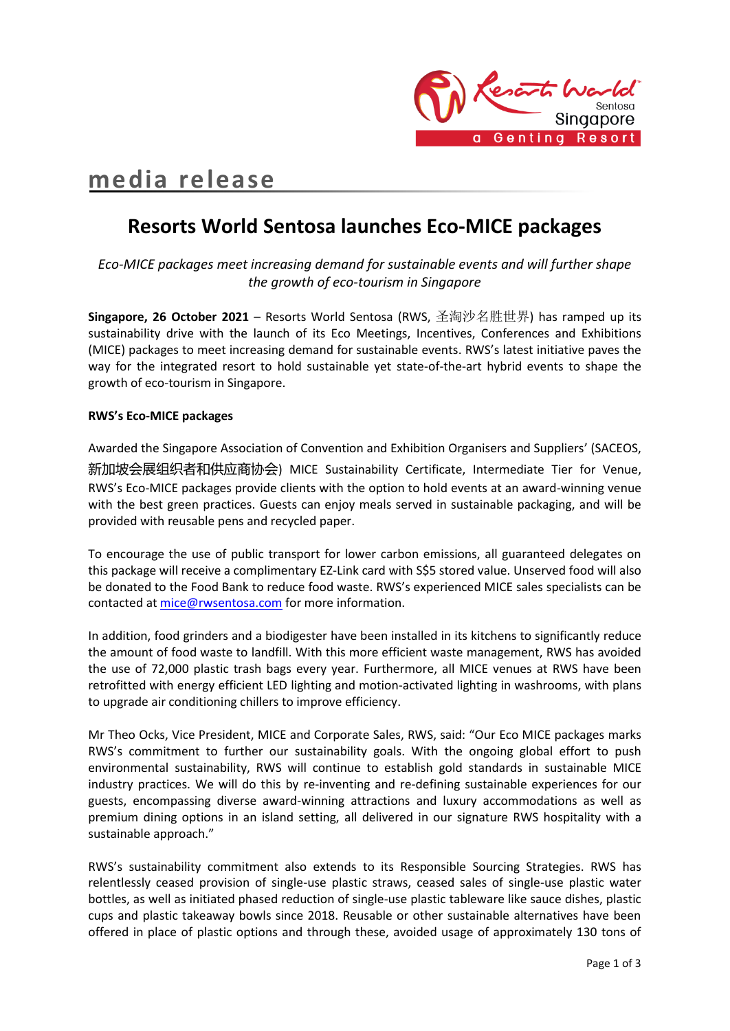media release

# Resorts World Sentosa launches Eco-MICE packages

*Eco-MICE packages meet increasing demand for sustainable events and will further shape the growth of eco-tourism in Singapore*

**Singapore, 26 October 2021** – Resorts World Sentosa (RWS, 圣淘沙名胜世界) has ramped up its sustainability drive with the launch of its Eco Meetings, Incentives, Conferences and Exhibitions (MICE) packages to meet increasing demand for sustainable events. RWS's latest initiative paves the way for the integrated resort to hold sustainable yet state-of-the-art hybrid events to shape the growth of eco-tourism in Singapore.

**RWS's Eco-MICE packages**

Awarded the Singapore Association of Convention and Exhibition Organisers and Suppliers' (SACEOS, 新加坡会展组织者和供应商协会) MICE Sustainability Certificate, Intermediate Tier for Venue, RWS's Eco-MICE packages provide clients with the option to hold events at an award-winning venue with the best green practices. Guests can enjoy meals served in sustainable packaging, and will be provided with reusable pens and recycled paper.

To encourage the use of public transport for lower carbon emissions, all guaranteed delegates on this package will receive a complimentary EZ-Link card with S$5 stored value. Unserved food will also be donated to the Food Bank to reduce food waste. RWS's experienced MICE sales specialists can be contacted at mice@rwsentosa.com for more information.

In addition, food grinders and a biodigester have been installed in its kitchens to significantly reduce the amount of food waste to landfill. With this more efficient waste management, RWS has avoided the use of 72,000 plastic trash bags every year. Furthermore, all MICE venues at RWS have been retrofitted with energy efficient LED lighting and motion-activated lighting in washrooms, with plans to upgrade air conditioning chillers to improve efficiency.

Mr Theo Ocks, Vice President, MICE and Corporate Sales, RWS, said: "Our Eco MICE packages marks RWS's commitment to further our sustainability goals. With the ongoing global effort to push environmental sustainability, RWS will continue to establish gold standards in sustainable MICE industry practices. We will do this by re-inventing and re-defining sustainable experiences for our guests, encompassing diverse award-winning attractions and luxury accommodations as well as premium dining options in an island setting, all delivered in our signature RWS hospitality with a sustainable approach."

RWS's sustainability commitment also extends to its Responsible Sourcing Strategies. RWS has relentlessly ceased provision of single-use plastic straws, ceased sales of single-use plastic water bottles, as well as initiated phased reduction of single-use plastic tableware like sauce dishes, plastic cups and plastic takeaway bowls since 2018. Reusable or other sustainable alternatives have been offered in place of plastic options and through these, avoided usage of approximately 130 tons of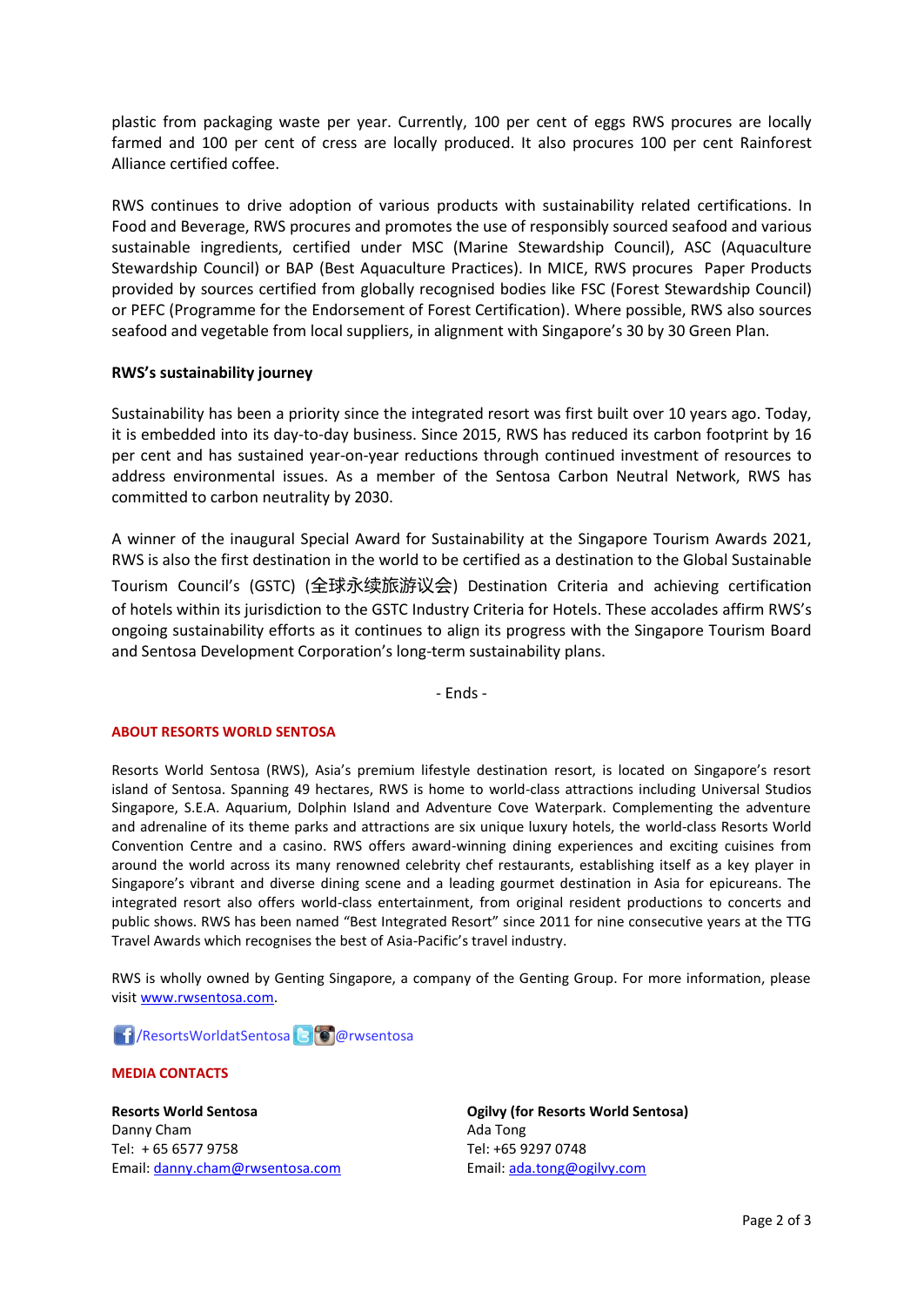plastic from packaging waste per year. Currently, 100 per cent of eggs RWS procures are locally farmed and 100 per cent of cress are locally produced. It also procures 100 per cent Rainforest Alliance certified coffee.

RWS continues to drive adoption of various products with sustainability related certifications. In Food and Beverage, RWS procures and promotes the use of responsibly sourced seafood and various sustainable ingredients, certified under MSC (Marine Stewardship Council), ASC (Aquaculture Stewardship Council) or BAP (Best Aquaculture Practices). In MICE, RWS procures Paper Products provided by sources certified from globally recognised bodies like FSC (Forest Stewardship Council) or PEFC (Programme for the Endorsement of Forest Certification). Where possible, RWS also sources seafood and vegetable from local suppliers, in alignment with Singapore's 30 by 30 Green Plan.

**RWS's sustainability journey**

Sustainability has been a priority since the integrated resort was first built over 10 years ago. Today, it is embedded into its day-to-day business. Since 2015, RWS has reduced its carbon footprint by 16 per cent and has sustained year-on-year reductions through continued investment of resources to address environmental issues. As a member of the Sentosa Carbon Neutral Network, RWS has committed to carbon neutrality by 2030.

A winner of the inaugural Special Award for Sustainability at the Singapore Tourism Awards 2021, RWS is also the first destination in the world to be certified as a destination to the Global Sustainable Tourism Council's (GSTC) (全球永续旅游议会) Destination Criteria and achieving certification of hotels within its jurisdiction to the GSTC Industry Criteria for Hotels. These accolades affirm RWS's ongoing sustainability efforts as it continues to align its progress with the Singapore Tourism Board and Sentosa Development Corporation's long-term sustainability plans.

- Ends -

**ABOUT RESORTS WORLD SENTOSA**

Resorts World Sentosa (RWS), Asia's premium lifestyle destination resort, is located on Singapore's resort island of Sentosa. Spanning 49 hectares, RWS is home to world-class attractions including Universal Studios Singapore, S.E.A. Aquarium, Dolphin Island and Adventure Cove Waterpark. Complementing the adventure and adrenaline of its theme parks and attractions are six unique luxury hotels, the world-class Resorts World Convention Centre and a casino. RWS offers award-winning dining experiences and exciting cuisines from around the world across its many renowned celebrity chef restaurants, establishing itself as a key player in Singapore's vibrant and diverse dining scene and a leading gourmet destination in Asia for epicureans. The integrated resort also offers world-class entertainment, from original resident productions to concerts and public shows. RWS has been named "Best Integrated Resort" since 2011 for nine consecutive years at the TTG Travel Awards which recognises the best of Asia-Pacific's travel industry.

RWS is wholly owned by Genting Singapore, a company of the Genting Group. For more information, please visit www.rwsentosa.com.

/ResortsWorldatSentosa @rwsentosa

**MEDIA CONTACTS**

**Resorts World Sentosa**
Danny Cham
Tel: + 65 6577 9758
Email: danny.cham@rwsentosa.com

**Ogilvy (for Resorts World Sentosa)**
Ada Tong
Tel: +65 9297 0748
Email: ada.tong@ogilvy.com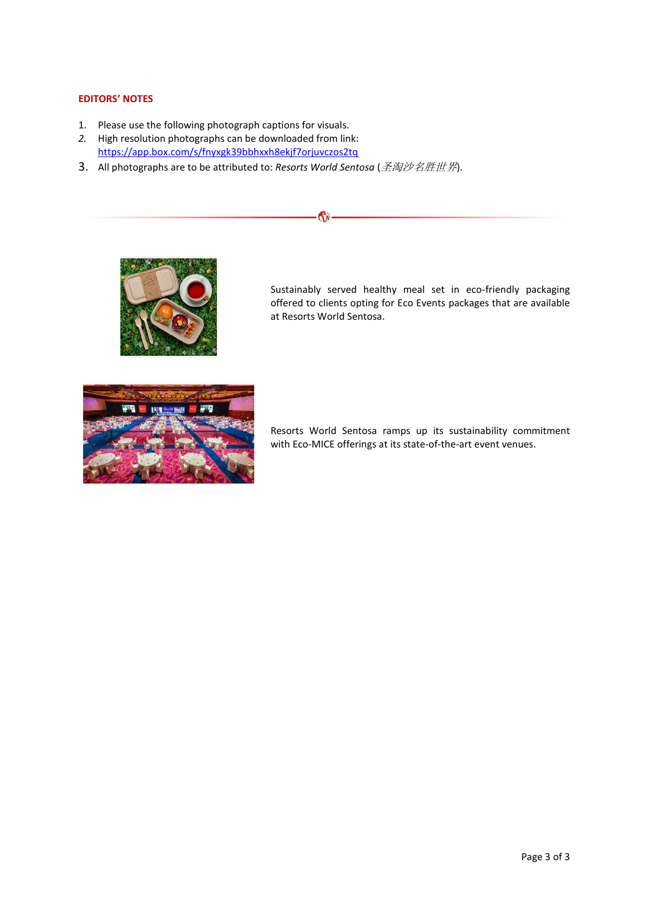**EDITORS' NOTES**

1. Please use the following photograph captions for visuals.
2. High resolution photographs can be downloaded from link: https://app.box.com/s/fnyxgk39bbhxxh8ekjf7orjuvczos2tq
3. All photographs are to be attributed to: *Resorts World Sentosa* (*圣淘沙名胜世界*).

Sustainably served healthy meal set in eco-friendly packaging offered to clients opting for Eco Events packages that are available at Resorts World Sentosa.

Resorts World Sentosa ramps up its sustainability commitment with Eco-MICE offerings at its state-of-the-art event venues.